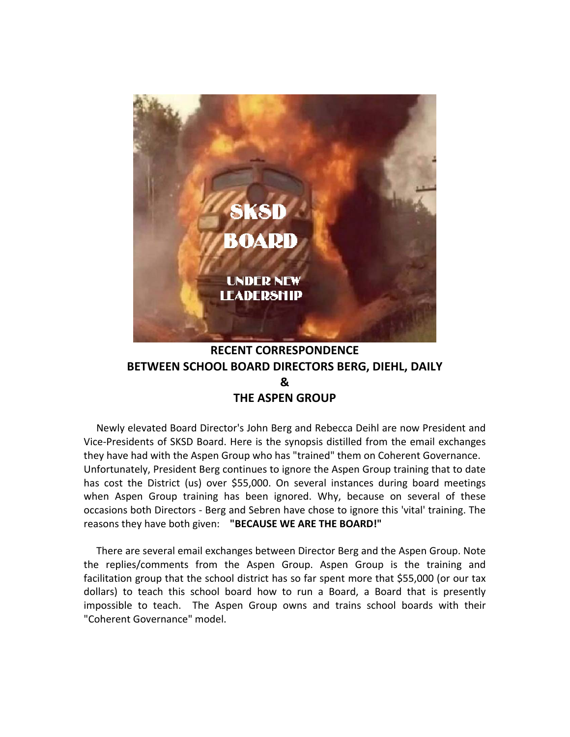**RECENT CORRESPONDENCE**
**BETWEEN SCHOOL BOARD DIRECTORS BERG, DIEHL, DAILY**
**&**
**THE ASPEN GROUP**

Newly elevated Board Director's John Berg and Rebecca Deihl are now President and Vice-Presidents of SKSD Board. Here is the synopsis distilled from the email exchanges they have had with the Aspen Group who has "trained" them on Coherent Governance. Unfortunately, President Berg continues to ignore the Aspen Group training that to date has cost the District (us) over $55,000. On several instances during board meetings when Aspen Group training has been ignored. Why, because on several of these occasions both Directors - Berg and Sebren have chose to ignore this 'vital' training. The reasons they have both given: **"BECAUSE WE ARE THE BOARD!"**

There are several email exchanges between Director Berg and the Aspen Group. Note the replies/comments from the Aspen Group. Aspen Group is the training and facilitation group that the school district has so far spent more that $55,000 (or our tax dollars) to teach this school board how to run a Board, a Board that is presently impossible to teach. The Aspen Group owns and trains school boards with their "Coherent Governance" model.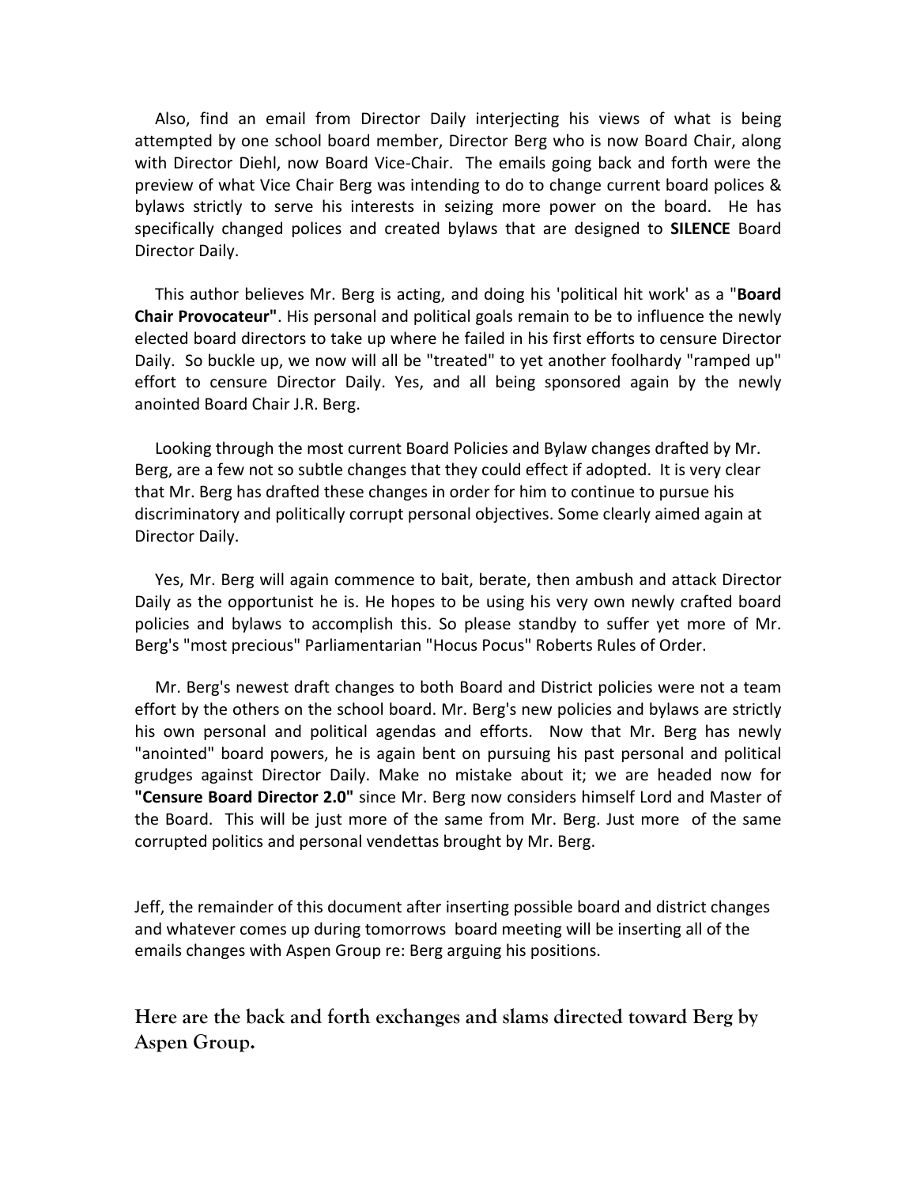Also, find an email from Director Daily interjecting his views of what is being attempted by one school board member, Director Berg who is now Board Chair, along with Director Diehl, now Board Vice-Chair. The emails going back and forth were the preview of what Vice Chair Berg was intending to do to change current board polices & bylaws strictly to serve his interests in seizing more power on the board. He has specifically changed polices and created bylaws that are designed to **SILENCE** Board Director Daily.

This author believes Mr. Berg is acting, and doing his 'political hit work' as a "**Board Chair Provocateur"**. His personal and political goals remain to be to influence the newly elected board directors to take up where he failed in his first efforts to censure Director Daily. So buckle up, we now will all be "treated" to yet another foolhardy "ramped up" effort to censure Director Daily. Yes, and all being sponsored again by the newly anointed Board Chair J.R. Berg.

Looking through the most current Board Policies and Bylaw changes drafted by Mr. Berg, are a few not so subtle changes that they could effect if adopted. It is very clear that Mr. Berg has drafted these changes in order for him to continue to pursue his discriminatory and politically corrupt personal objectives. Some clearly aimed again at Director Daily.

Yes, Mr. Berg will again commence to bait, berate, then ambush and attack Director Daily as the opportunist he is. He hopes to be using his very own newly crafted board policies and bylaws to accomplish this. So please standby to suffer yet more of Mr. Berg's "most precious" Parliamentarian "Hocus Pocus" Roberts Rules of Order.

Mr. Berg's newest draft changes to both Board and District policies were not a team effort by the others on the school board. Mr. Berg's new policies and bylaws are strictly his own personal and political agendas and efforts. Now that Mr. Berg has newly "anointed" board powers, he is again bent on pursuing his past personal and political grudges against Director Daily. Make no mistake about it; we are headed now for **"Censure Board Director 2.0"** since Mr. Berg now considers himself Lord and Master of the Board. This will be just more of the same from Mr. Berg. Just more of the same corrupted politics and personal vendettas brought by Mr. Berg.

Jeff, the remainder of this document after inserting possible board and district changes and whatever comes up during tomorrows board meeting will be inserting all of the emails changes with Aspen Group re: Berg arguing his positions.

**Here are the back and forth exchanges and slams directed toward Berg by Aspen Group.**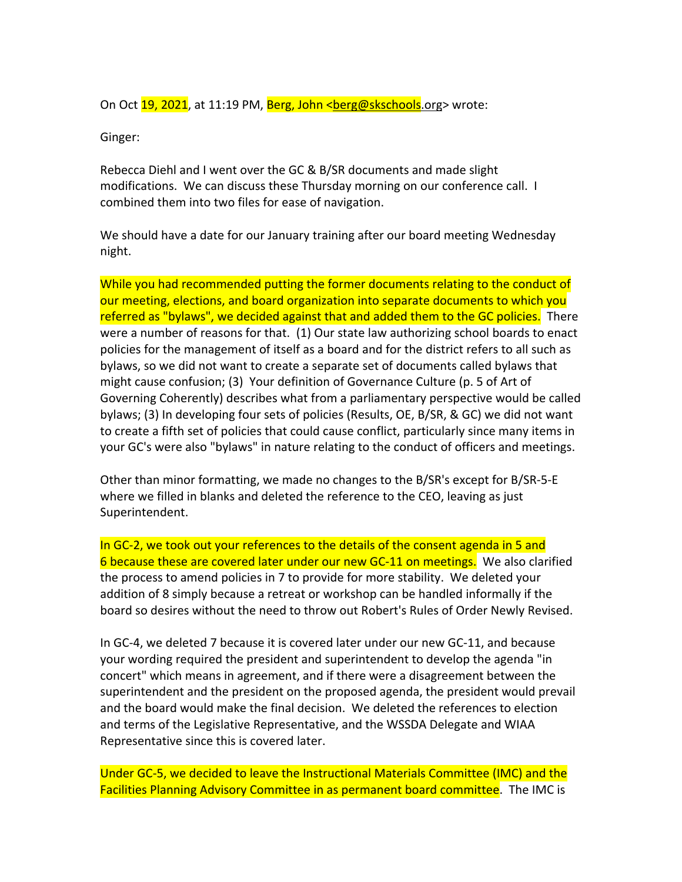On Oct 19, 2021, at 11:19 PM, Berg, John <berg@skschools.org> wrote:

Ginger:

Rebecca Diehl and I went over the GC & B/SR documents and made slight modifications. We can discuss these Thursday morning on our conference call. I combined them into two files for ease of navigation.

We should have a date for our January training after our board meeting Wednesday night.

While you had recommended putting the former documents relating to the conduct of our meeting, elections, and board organization into separate documents to which you referred as "bylaws", we decided against that and added them to the GC policies. There were a number of reasons for that. (1) Our state law authorizing school boards to enact policies for the management of itself as a board and for the district refers to all such as bylaws, so we did not want to create a separate set of documents called bylaws that might cause confusion; (3) Your definition of Governance Culture (p. 5 of Art of Governing Coherently) describes what from a parliamentary perspective would be called bylaws; (3) In developing four sets of policies (Results, OE, B/SR, & GC) we did not want to create a fifth set of policies that could cause conflict, particularly since many items in your GC's were also "bylaws" in nature relating to the conduct of officers and meetings.

Other than minor formatting, we made no changes to the B/SR's except for B/SR-5-E where we filled in blanks and deleted the reference to the CEO, leaving as just Superintendent.

In GC-2, we took out your references to the details of the consent agenda in 5 and 6 because these are covered later under our new GC-11 on meetings. We also clarified the process to amend policies in 7 to provide for more stability. We deleted your addition of 8 simply because a retreat or workshop can be handled informally if the board so desires without the need to throw out Robert's Rules of Order Newly Revised.

In GC-4, we deleted 7 because it is covered later under our new GC-11, and because your wording required the president and superintendent to develop the agenda "in concert" which means in agreement, and if there were a disagreement between the superintendent and the president on the proposed agenda, the president would prevail and the board would make the final decision. We deleted the references to election and terms of the Legislative Representative, and the WSSDA Delegate and WIAA Representative since this is covered later.

Under GC-5, we decided to leave the Instructional Materials Committee (IMC) and the Facilities Planning Advisory Committee in as permanent board committee. The IMC is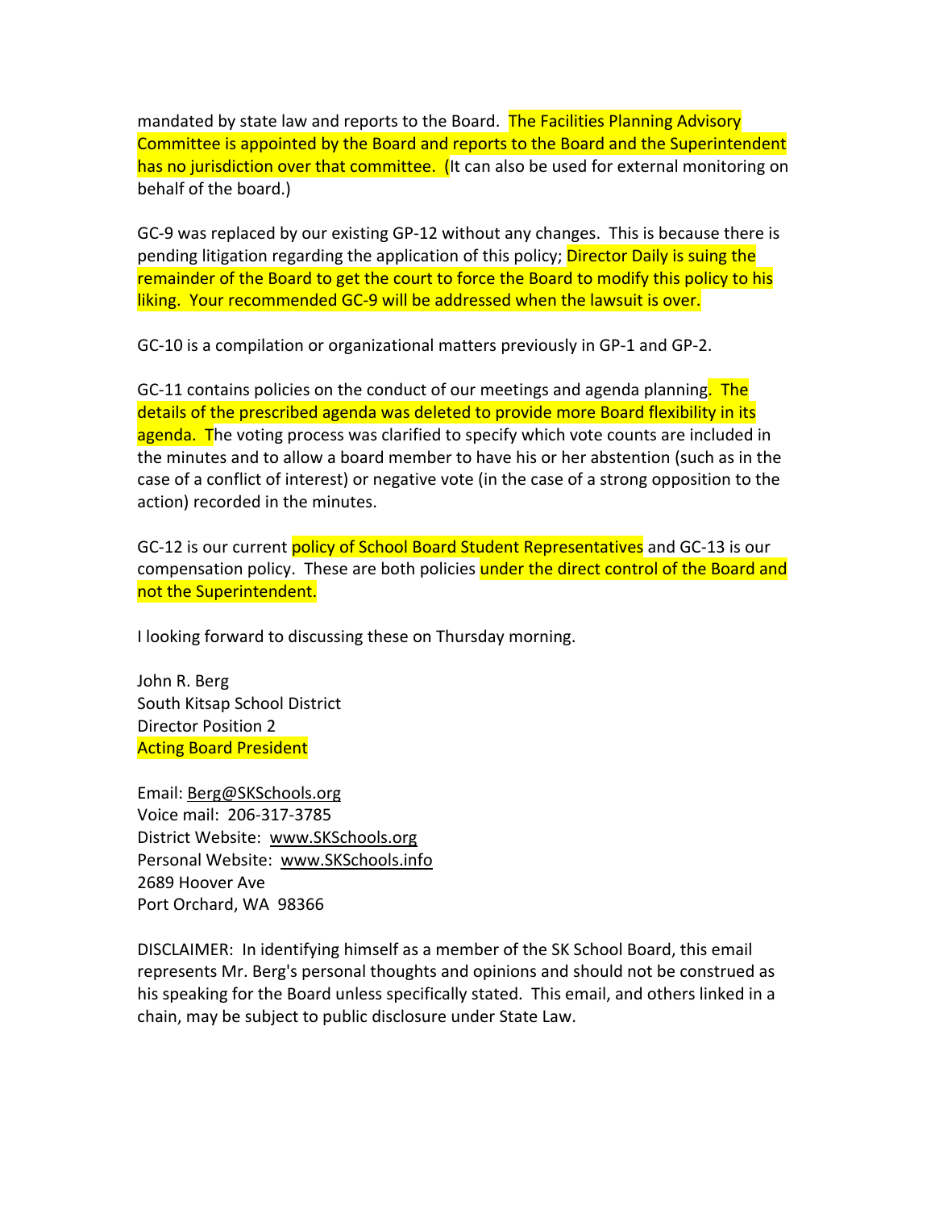mandated by state law and reports to the Board. The Facilities Planning Advisory Committee is appointed by the Board and reports to the Board and the Superintendent has no jurisdiction over that committee. (It can also be used for external monitoring on behalf of the board.)

GC-9 was replaced by our existing GP-12 without any changes. This is because there is pending litigation regarding the application of this policy; Director Daily is suing the remainder of the Board to get the court to force the Board to modify this policy to his liking. Your recommended GC-9 will be addressed when the lawsuit is over.

GC-10 is a compilation or organizational matters previously in GP-1 and GP-2.

GC-11 contains policies on the conduct of our meetings and agenda planning. The details of the prescribed agenda was deleted to provide more Board flexibility in its agenda. The voting process was clarified to specify which vote counts are included in the minutes and to allow a board member to have his or her abstention (such as in the case of a conflict of interest) or negative vote (in the case of a strong opposition to the action) recorded in the minutes.

GC-12 is our current policy of School Board Student Representatives and GC-13 is our compensation policy. These are both policies under the direct control of the Board and not the Superintendent.

I looking forward to discussing these on Thursday morning.

John R. Berg
South Kitsap School District
Director Position 2
Acting Board President

Email: Berg@SKSchools.org
Voice mail: 206-317-3785
District Website: www.SKSchools.org
Personal Website: www.SKSchools.info
2689 Hoover Ave
Port Orchard, WA 98366

DISCLAIMER: In identifying himself as a member of the SK School Board, this email represents Mr. Berg's personal thoughts and opinions and should not be construed as his speaking for the Board unless specifically stated. This email, and others linked in a chain, may be subject to public disclosure under State Law.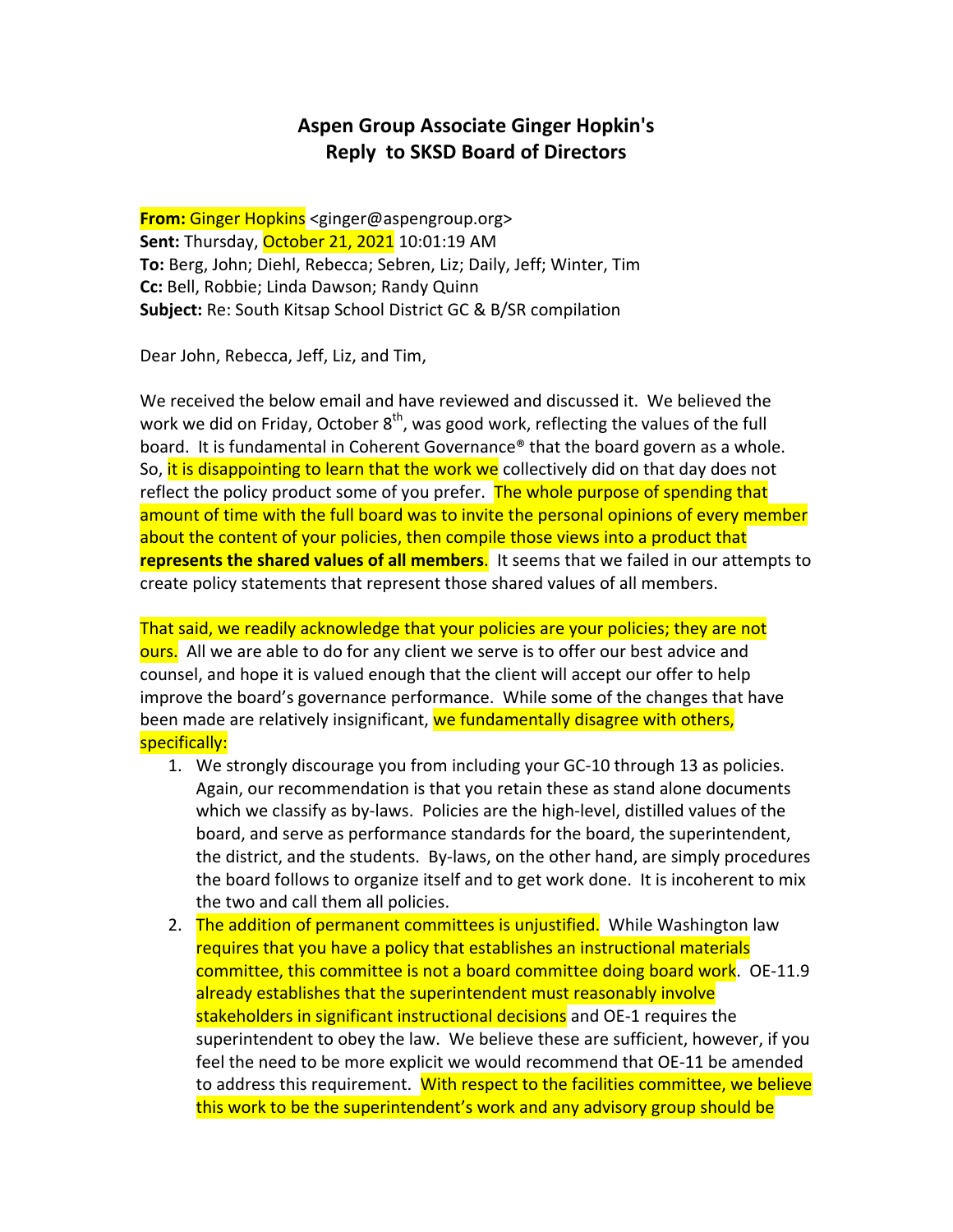# Aspen Group Associate Ginger Hopkin's Reply to SKSD Board of Directors

**From:** Ginger Hopkins <ginger@aspengroup.org>
**Sent:** Thursday, October 21, 2021 10:01:19 AM
**To:** Berg, John; Diehl, Rebecca; Sebren, Liz; Daily, Jeff; Winter, Tim
**Cc:** Bell, Robbie; Linda Dawson; Randy Quinn
**Subject:** Re: South Kitsap School District GC & B/SR compilation

Dear John, Rebecca, Jeff, Liz, and Tim,

We received the below email and have reviewed and discussed it. We believed the work we did on Friday, October 8th, was good work, reflecting the values of the full board. It is fundamental in Coherent Governance® that the board govern as a whole. So, it is disappointing to learn that the work we collectively did on that day does not reflect the policy product some of you prefer. The whole purpose of spending that amount of time with the full board was to invite the personal opinions of every member about the content of your policies, then compile those views into a product that **represents the shared values of all members**. It seems that we failed in our attempts to create policy statements that represent those shared values of all members.

That said, we readily acknowledge that your policies are your policies; they are not ours. All we are able to do for any client we serve is to offer our best advice and counsel, and hope it is valued enough that the client will accept our offer to help improve the board's governance performance. While some of the changes that have been made are relatively insignificant, we fundamentally disagree with others, specifically:

1. We strongly discourage you from including your GC-10 through 13 as policies. Again, our recommendation is that you retain these as stand alone documents which we classify as by-laws. Policies are the high-level, distilled values of the board, and serve as performance standards for the board, the superintendent, the district, and the students. By-laws, on the other hand, are simply procedures the board follows to organize itself and to get work done. It is incoherent to mix the two and call them all policies.
2. The addition of permanent committees is unjustified. While Washington law requires that you have a policy that establishes an instructional materials committee, this committee is not a board committee doing board work. OE-11.9 already establishes that the superintendent must reasonably involve stakeholders in significant instructional decisions and OE-1 requires the superintendent to obey the law. We believe these are sufficient, however, if you feel the need to be more explicit we would recommend that OE-11 be amended to address this requirement. With respect to the facilities committee, we believe this work to be the superintendent's work and any advisory group should be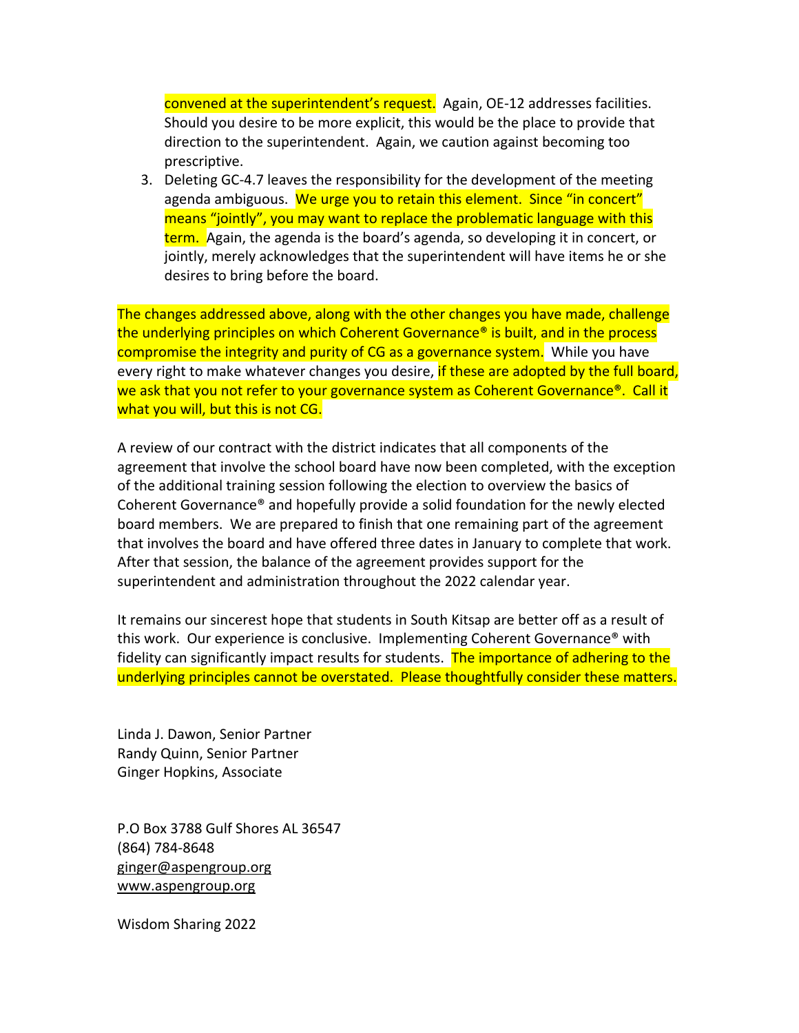convened at the superintendent's request. Again, OE-12 addresses facilities. Should you desire to be more explicit, this would be the place to provide that direction to the superintendent. Again, we caution against becoming too prescriptive.

3. Deleting GC-4.7 leaves the responsibility for the development of the meeting agenda ambiguous. We urge you to retain this element. Since "in concert" means "jointly", you may want to replace the problematic language with this term. Again, the agenda is the board's agenda, so developing it in concert, or jointly, merely acknowledges that the superintendent will have items he or she desires to bring before the board.

The changes addressed above, along with the other changes you have made, challenge the underlying principles on which Coherent Governance® is built, and in the process compromise the integrity and purity of CG as a governance system. While you have every right to make whatever changes you desire, if these are adopted by the full board, we ask that you not refer to your governance system as Coherent Governance®. Call it what you will, but this is not CG.

A review of our contract with the district indicates that all components of the agreement that involve the school board have now been completed, with the exception of the additional training session following the election to overview the basics of Coherent Governance® and hopefully provide a solid foundation for the newly elected board members. We are prepared to finish that one remaining part of the agreement that involves the board and have offered three dates in January to complete that work. After that session, the balance of the agreement provides support for the superintendent and administration throughout the 2022 calendar year.

It remains our sincerest hope that students in South Kitsap are better off as a result of this work. Our experience is conclusive. Implementing Coherent Governance® with fidelity can significantly impact results for students. The importance of adhering to the underlying principles cannot be overstated. Please thoughtfully consider these matters.

Linda J. Dawon, Senior Partner
Randy Quinn, Senior Partner
Ginger Hopkins, Associate

P.O Box 3788 Gulf Shores AL 36547
(864) 784-8648
ginger@aspengroup.org
www.aspengroup.org

Wisdom Sharing 2022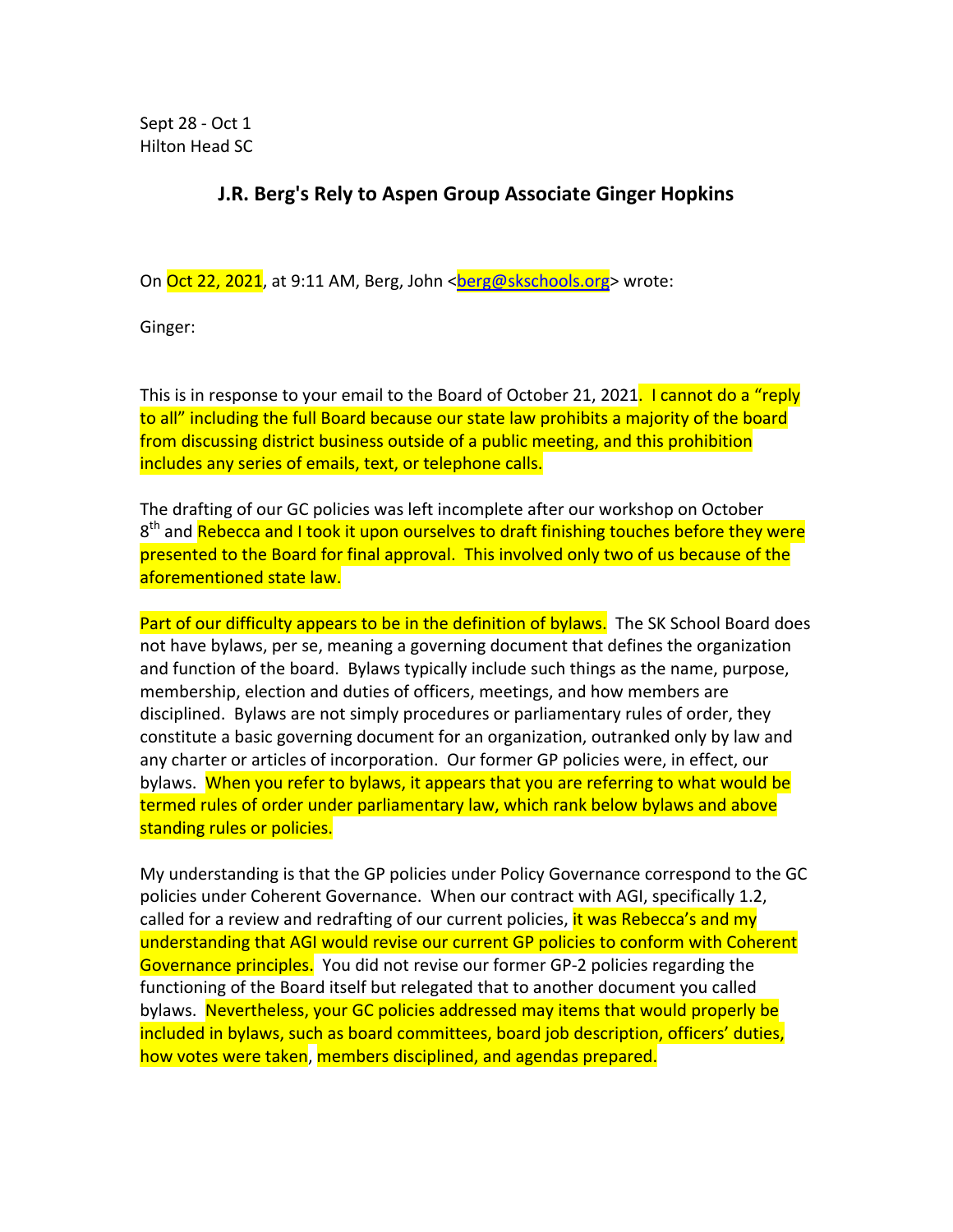Sept 28 - Oct 1
Hilton Head SC

## J.R. Berg's Rely to Aspen Group Associate Ginger Hopkins

On Oct 22, 2021, at 9:11 AM, Berg, John <berg@skschools.org> wrote:

Ginger:

This is in response to your email to the Board of October 21, 2021. I cannot do a "reply to all" including the full Board because our state law prohibits a majority of the board from discussing district business outside of a public meeting, and this prohibition includes any series of emails, text, or telephone calls.

The drafting of our GC policies was left incomplete after our workshop on October 8th and Rebecca and I took it upon ourselves to draft finishing touches before they were presented to the Board for final approval. This involved only two of us because of the aforementioned state law.

Part of our difficulty appears to be in the definition of bylaws. The SK School Board does not have bylaws, per se, meaning a governing document that defines the organization and function of the board. Bylaws typically include such things as the name, purpose, membership, election and duties of officers, meetings, and how members are disciplined. Bylaws are not simply procedures or parliamentary rules of order, they constitute a basic governing document for an organization, outranked only by law and any charter or articles of incorporation. Our former GP policies were, in effect, our bylaws. When you refer to bylaws, it appears that you are referring to what would be termed rules of order under parliamentary law, which rank below bylaws and above standing rules or policies.

My understanding is that the GP policies under Policy Governance correspond to the GC policies under Coherent Governance. When our contract with AGI, specifically 1.2, called for a review and redrafting of our current policies, it was Rebecca's and my understanding that AGI would revise our current GP policies to conform with Coherent Governance principles. You did not revise our former GP-2 policies regarding the functioning of the Board itself but relegated that to another document you called bylaws. Nevertheless, your GC policies addressed may items that would properly be included in bylaws, such as board committees, board job description, officers' duties, how votes were taken, members disciplined, and agendas prepared.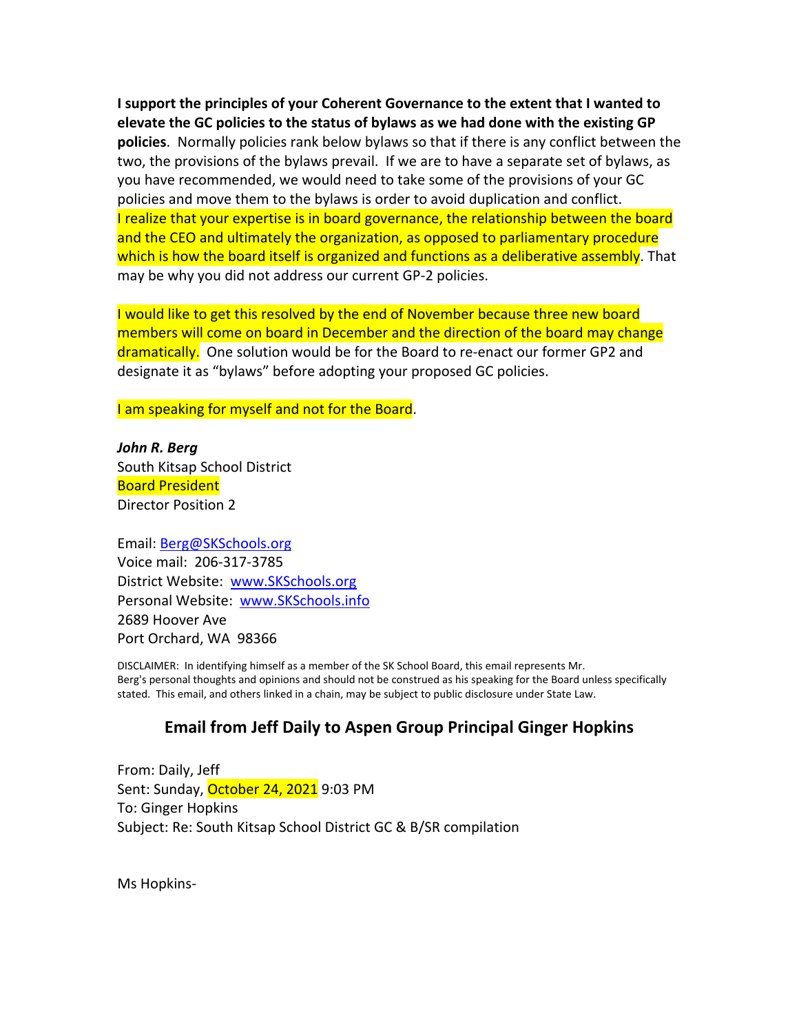**I support the principles of your Coherent Governance to the extent that I wanted to elevate the GC policies to the status of bylaws as we had done with the existing GP policies**. Normally policies rank below bylaws so that if there is any conflict between the two, the provisions of the bylaws prevail. If we are to have a separate set of bylaws, as you have recommended, we would need to take some of the provisions of your GC policies and move them to the bylaws is order to avoid duplication and conflict. I realize that your expertise is in board governance, the relationship between the board and the CEO and ultimately the organization, as opposed to parliamentary procedure which is how the board itself is organized and functions as a deliberative assembly. That may be why you did not address our current GP-2 policies.

I would like to get this resolved by the end of November because three new board members will come on board in December and the direction of the board may change dramatically. One solution would be for the Board to re-enact our former GP2 and designate it as "bylaws" before adopting your proposed GC policies.

I am speaking for myself and not for the Board.

***John R. Berg***
South Kitsap School District
Board President
Director Position 2

Email: Berg@SKSchools.org
Voice mail: 206-317-3785
District Website: www.SKSchools.org
Personal Website: www.SKSchools.info
2689 Hoover Ave
Port Orchard, WA 98366

DISCLAIMER: In identifying himself as a member of the SK School Board, this email represents Mr. Berg's personal thoughts and opinions and should not be construed as his speaking for the Board unless specifically stated. This email, and others linked in a chain, may be subject to public disclosure under State Law.

## Email from Jeff Daily to Aspen Group Principal Ginger Hopkins

From: Daily, Jeff
Sent: Sunday, October 24, 2021 9:03 PM
To: Ginger Hopkins
Subject: Re: South Kitsap School District GC & B/SR compilation

Ms Hopkins-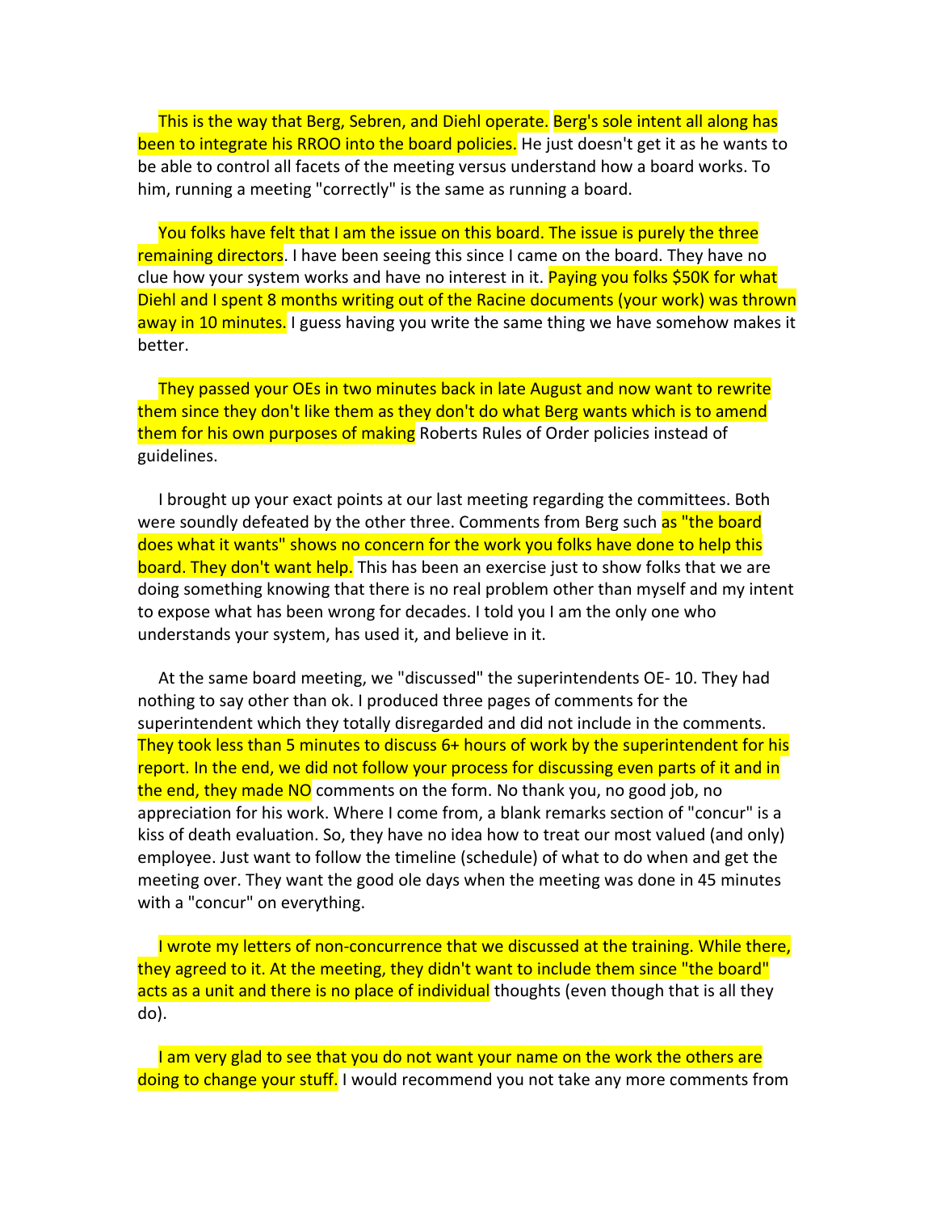This is the way that Berg, Sebren, and Diehl operate. Berg's sole intent all along has been to integrate his RROO into the board policies. He just doesn't get it as he wants to be able to control all facets of the meeting versus understand how a board works. To him, running a meeting "correctly" is the same as running a board.

You folks have felt that I am the issue on this board. The issue is purely the three remaining directors. I have been seeing this since I came on the board. They have no clue how your system works and have no interest in it. Paying you folks $50K for what Diehl and I spent 8 months writing out of the Racine documents (your work) was thrown away in 10 minutes. I guess having you write the same thing we have somehow makes it better.

They passed your OEs in two minutes back in late August and now want to rewrite them since they don't like them as they don't do what Berg wants which is to amend them for his own purposes of making Roberts Rules of Order policies instead of guidelines.

I brought up your exact points at our last meeting regarding the committees. Both were soundly defeated by the other three. Comments from Berg such as "the board does what it wants" shows no concern for the work you folks have done to help this board. They don't want help. This has been an exercise just to show folks that we are doing something knowing that there is no real problem other than myself and my intent to expose what has been wrong for decades. I told you I am the only one who understands your system, has used it, and believe in it.

At the same board meeting, we "discussed" the superintendents OE- 10. They had nothing to say other than ok. I produced three pages of comments for the superintendent which they totally disregarded and did not include in the comments. They took less than 5 minutes to discuss 6+ hours of work by the superintendent for his report. In the end, we did not follow your process for discussing even parts of it and in the end, they made NO comments on the form. No thank you, no good job, no appreciation for his work. Where I come from, a blank remarks section of "concur" is a kiss of death evaluation. So, they have no idea how to treat our most valued (and only) employee. Just want to follow the timeline (schedule) of what to do when and get the meeting over. They want the good ole days when the meeting was done in 45 minutes with a "concur" on everything.

I wrote my letters of non-concurrence that we discussed at the training. While there, they agreed to it. At the meeting, they didn't want to include them since "the board" acts as a unit and there is no place of individual thoughts (even though that is all they do).

I am very glad to see that you do not want your name on the work the others are doing to change your stuff. I would recommend you not take any more comments from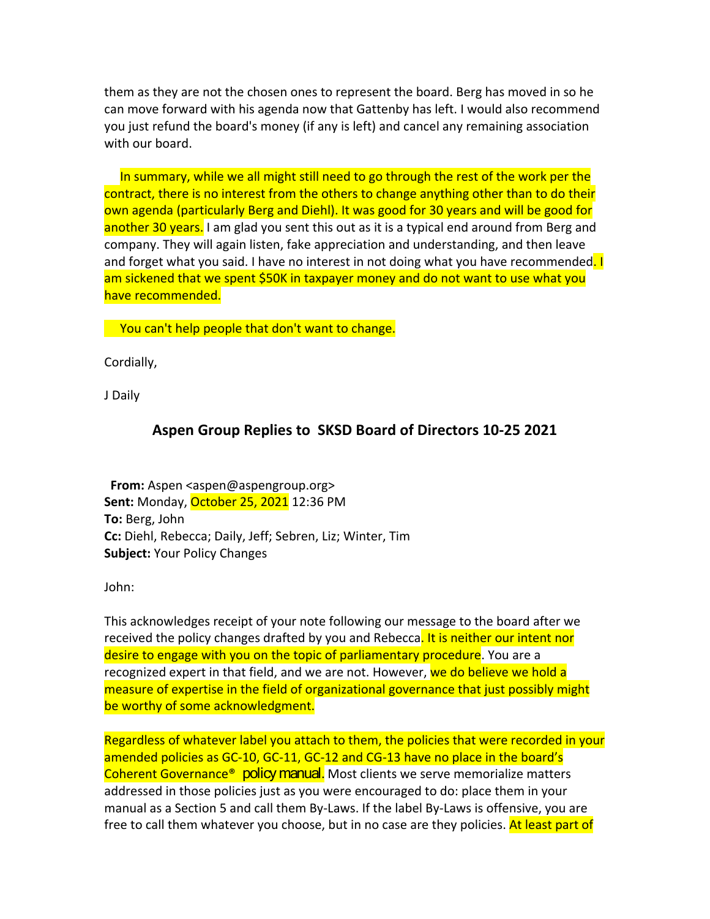them as they are not the chosen ones to represent the board. Berg has moved in so he can move forward with his agenda now that Gattenby has left. I would also recommend you just refund the board's money (if any is left) and cancel any remaining association with our board.

In summary, while we all might still need to go through the rest of the work per the contract, there is no interest from the others to change anything other than to do their own agenda (particularly Berg and Diehl). It was good for 30 years and will be good for another 30 years. I am glad you sent this out as it is a typical end around from Berg and company. They will again listen, fake appreciation and understanding, and then leave and forget what you said. I have no interest in not doing what you have recommended. I am sickened that we spent $50K in taxpayer money and do not want to use what you have recommended.

You can't help people that don't want to change.

Cordially,

J Daily

## Aspen Group Replies to SKSD Board of Directors 10-25 2021

**From:** Aspen <aspen@aspengroup.org>
**Sent:** Monday, October 25, 2021 12:36 PM
**To:** Berg, John
**Cc:** Diehl, Rebecca; Daily, Jeff; Sebren, Liz; Winter, Tim
**Subject:** Your Policy Changes

John:

This acknowledges receipt of your note following our message to the board after we received the policy changes drafted by you and Rebecca. It is neither our intent nor desire to engage with you on the topic of parliamentary procedure. You are a recognized expert in that field, and we are not. However, we do believe we hold a measure of expertise in the field of organizational governance that just possibly might be worthy of some acknowledgment.

Regardless of whatever label you attach to them, the policies that were recorded in your amended policies as GC-10, GC-11, GC-12 and CG-13 have no place in the board's Coherent Governance® policy manual. Most clients we serve memorialize matters addressed in those policies just as you were encouraged to do: place them in your manual as a Section 5 and call them By-Laws. If the label By-Laws is offensive, you are free to call them whatever you choose, but in no case are they policies. At least part of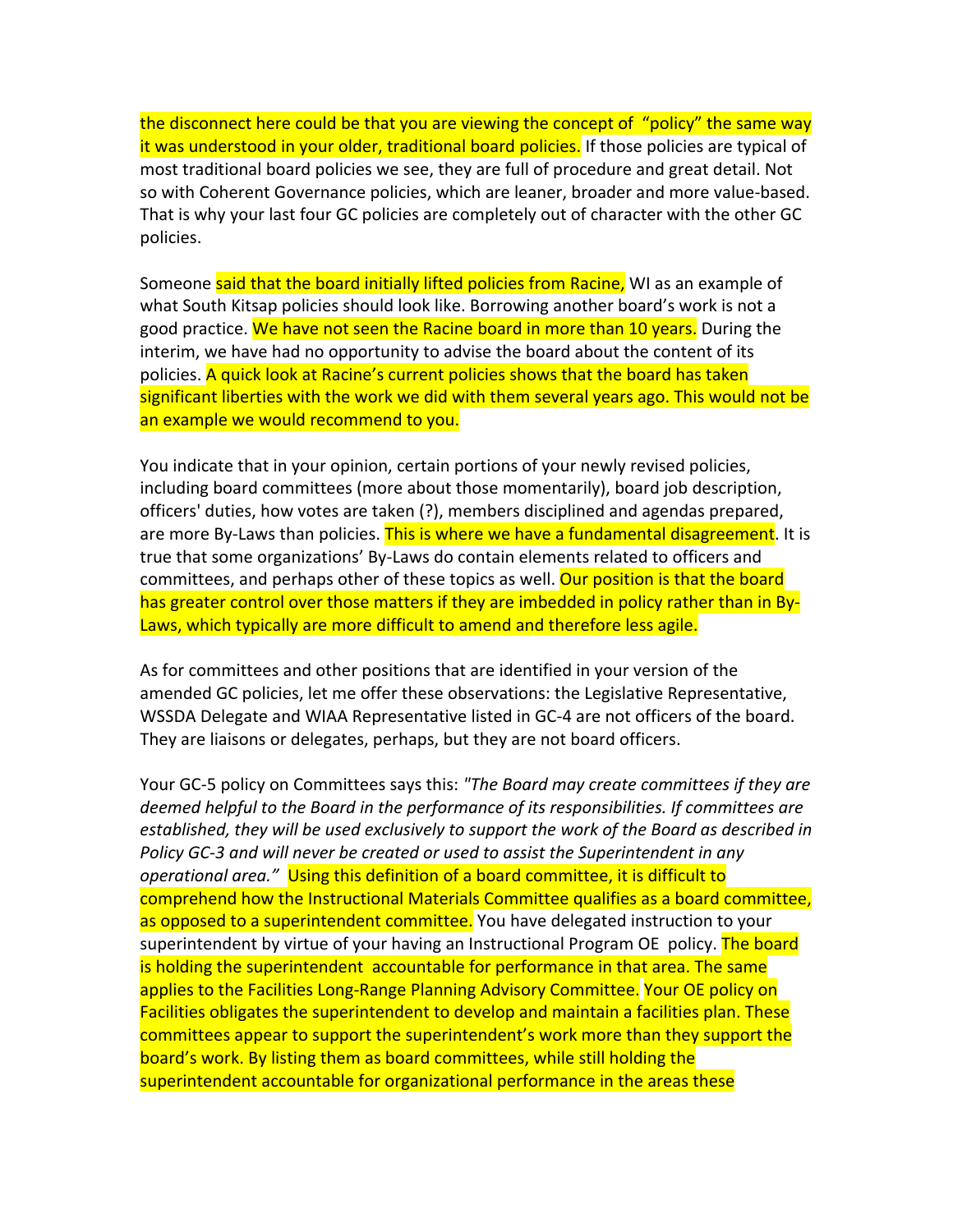the disconnect here could be that you are viewing the concept of "policy" the same way it was understood in your older, traditional board policies. If those policies are typical of most traditional board policies we see, they are full of procedure and great detail. Not so with Coherent Governance policies, which are leaner, broader and more value-based. That is why your last four GC policies are completely out of character with the other GC policies.

Someone said that the board initially lifted policies from Racine, WI as an example of what South Kitsap policies should look like. Borrowing another board's work is not a good practice. We have not seen the Racine board in more than 10 years. During the interim, we have had no opportunity to advise the board about the content of its policies. A quick look at Racine's current policies shows that the board has taken significant liberties with the work we did with them several years ago. This would not be an example we would recommend to you.

You indicate that in your opinion, certain portions of your newly revised policies, including board committees (more about those momentarily), board job description, officers' duties, how votes are taken (?), members disciplined and agendas prepared, are more By-Laws than policies. This is where we have a fundamental disagreement. It is true that some organizations' By-Laws do contain elements related to officers and committees, and perhaps other of these topics as well. Our position is that the board has greater control over those matters if they are imbedded in policy rather than in By-Laws, which typically are more difficult to amend and therefore less agile.

As for committees and other positions that are identified in your version of the amended GC policies, let me offer these observations: the Legislative Representative, WSSDA Delegate and WIAA Representative listed in GC-4 are not officers of the board. They are liaisons or delegates, perhaps, but they are not board officers.

Your GC-5 policy on Committees says this: *"The Board may create committees if they are deemed helpful to the Board in the performance of its responsibilities. If committees are established, they will be used exclusively to support the work of the Board as described in Policy GC-3 and will never be created or used to assist the Superintendent in any operational area."* Using this definition of a board committee, it is difficult to comprehend how the Instructional Materials Committee qualifies as a board committee, as opposed to a superintendent committee. You have delegated instruction to your superintendent by virtue of your having an Instructional Program OE policy. The board is holding the superintendent accountable for performance in that area. The same applies to the Facilities Long-Range Planning Advisory Committee. Your OE policy on Facilities obligates the superintendent to develop and maintain a facilities plan. These committees appear to support the superintendent's work more than they support the board's work. By listing them as board committees, while still holding the superintendent accountable for organizational performance in the areas these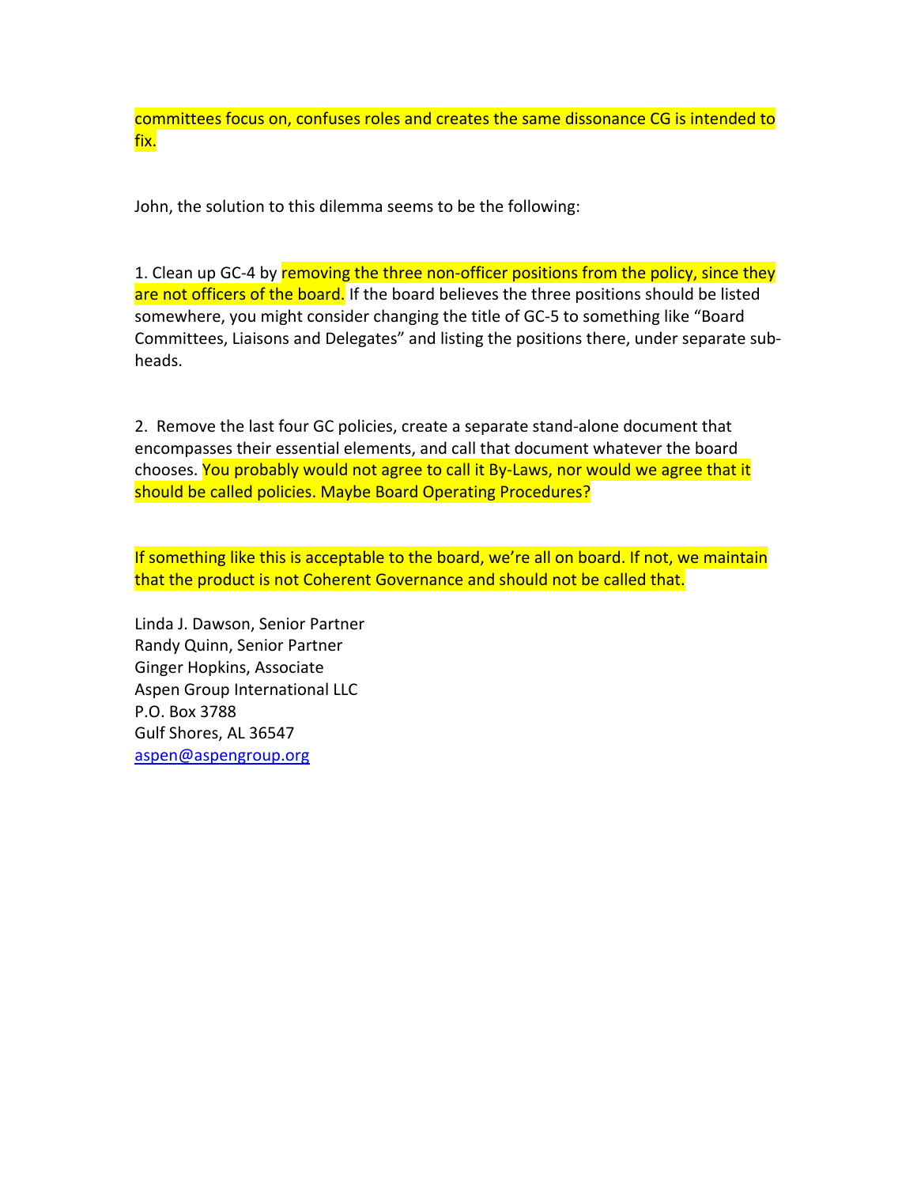committees focus on, confuses roles and creates the same dissonance CG is intended to fix.

John, the solution to this dilemma seems to be the following:

1. Clean up GC-4 by removing the three non-officer positions from the policy, since they are not officers of the board. If the board believes the three positions should be listed somewhere, you might consider changing the title of GC-5 to something like "Board Committees, Liaisons and Delegates" and listing the positions there, under separate sub-heads.

2. Remove the last four GC policies, create a separate stand-alone document that encompasses their essential elements, and call that document whatever the board chooses. You probably would not agree to call it By-Laws, nor would we agree that it should be called policies. Maybe Board Operating Procedures?

If something like this is acceptable to the board, we're all on board. If not, we maintain that the product is not Coherent Governance and should not be called that.

Linda J. Dawson, Senior Partner  
Randy Quinn, Senior Partner  
Ginger Hopkins, Associate  
Aspen Group International LLC  
P.O. Box 3788  
Gulf Shores, AL 36547  
aspen@aspengroup.org